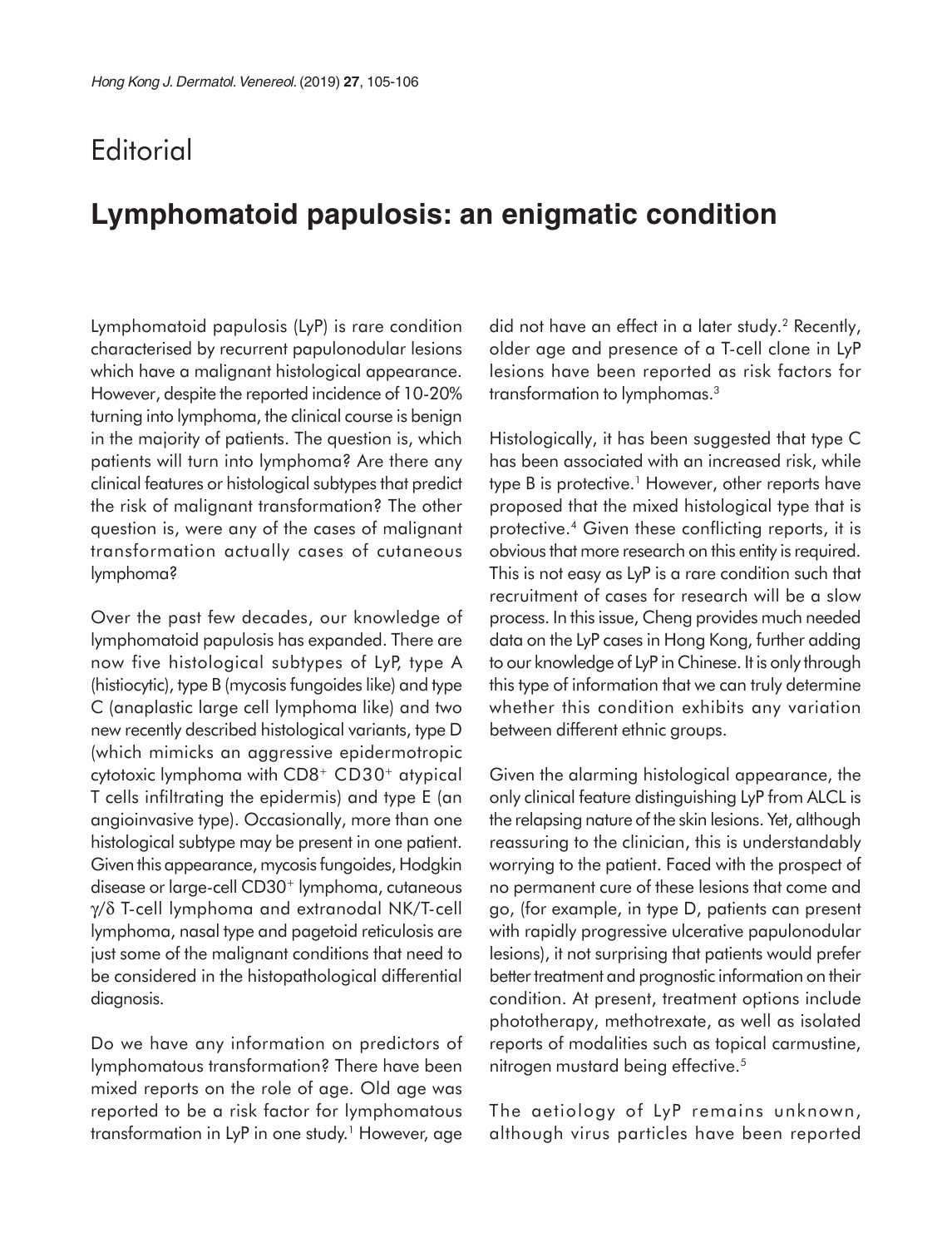# Editorial

## Lymphomatoid papulosis: an enigmatic condition

Lymphomatoid papulosis (LyP) is rare condition characterised by recurrent papulonodular lesions which have a malignant histological appearance. However, despite the reported incidence of 10-20% turning into lymphoma, the clinical course is benign in the majority of patients. The question is, which patients will turn into lymphoma? Are there any clinical features or histological subtypes that predict the risk of malignant transformation? The other question is, were any of the cases of malignant transformation actually cases of cutaneous lymphoma?

Over the past few decades, our knowledge of lymphomatoid papulosis has expanded. There are now five histological subtypes of LyP, type A (histiocytic), type B (mycosis fungoides like) and type C (anaplastic large cell lymphoma like) and two new recently described histological variants, type D (which mimicks an aggressive epidermotropic cytotoxic lymphoma with $CD8^+$ $CD30^+$ atypical T cells infiltrating the epidermis) and type E (an angioinvasive type). Occasionally, more than one histological subtype may be present in one patient. Given this appearance, mycosis fungoides, Hodgkin disease or large-cell $CD30^+$ lymphoma, cutaneous $\gamma/\delta$ T-cell lymphoma and extranodal NK/T-cell lymphoma, nasal type and pagetoid reticulosis are just some of the malignant conditions that need to be considered in the histopathological differential diagnosis.

Do we have any information on predictors of lymphomatous transformation? There have been mixed reports on the role of age. Old age was reported to be a risk factor for lymphomatous transformation in LyP in one study.[1] However, age did not have an effect in a later study.[2] Recently, older age and presence of a T-cell clone in LyP lesions have been reported as risk factors for transformation to lymphomas.[3]

Histologically, it has been suggested that type C has been associated with an increased risk, while type B is protective.[1] However, other reports have proposed that the mixed histological type that is protective.[4] Given these conflicting reports, it is obvious that more research on this entity is required. This is not easy as LyP is a rare condition such that recruitment of cases for research will be a slow process. In this issue, Cheng provides much needed data on the LyP cases in Hong Kong, further adding to our knowledge of LyP in Chinese. It is only through this type of information that we can truly determine whether this condition exhibits any variation between different ethnic groups.

Given the alarming histological appearance, the only clinical feature distinguishing LyP from ALCL is the relapsing nature of the skin lesions. Yet, although reassuring to the clinician, this is understandably worrying to the patient. Faced with the prospect of no permanent cure of these lesions that come and go, (for example, in type D, patients can present with rapidly progressive ulcerative papulonodular lesions), it not surprising that patients would prefer better treatment and prognostic information on their condition. At present, treatment options include phototherapy, methotrexate, as well as isolated reports of modalities such as topical carmustine, nitrogen mustard being effective.[5]

The aetiology of LyP remains unknown, although virus particles have been reported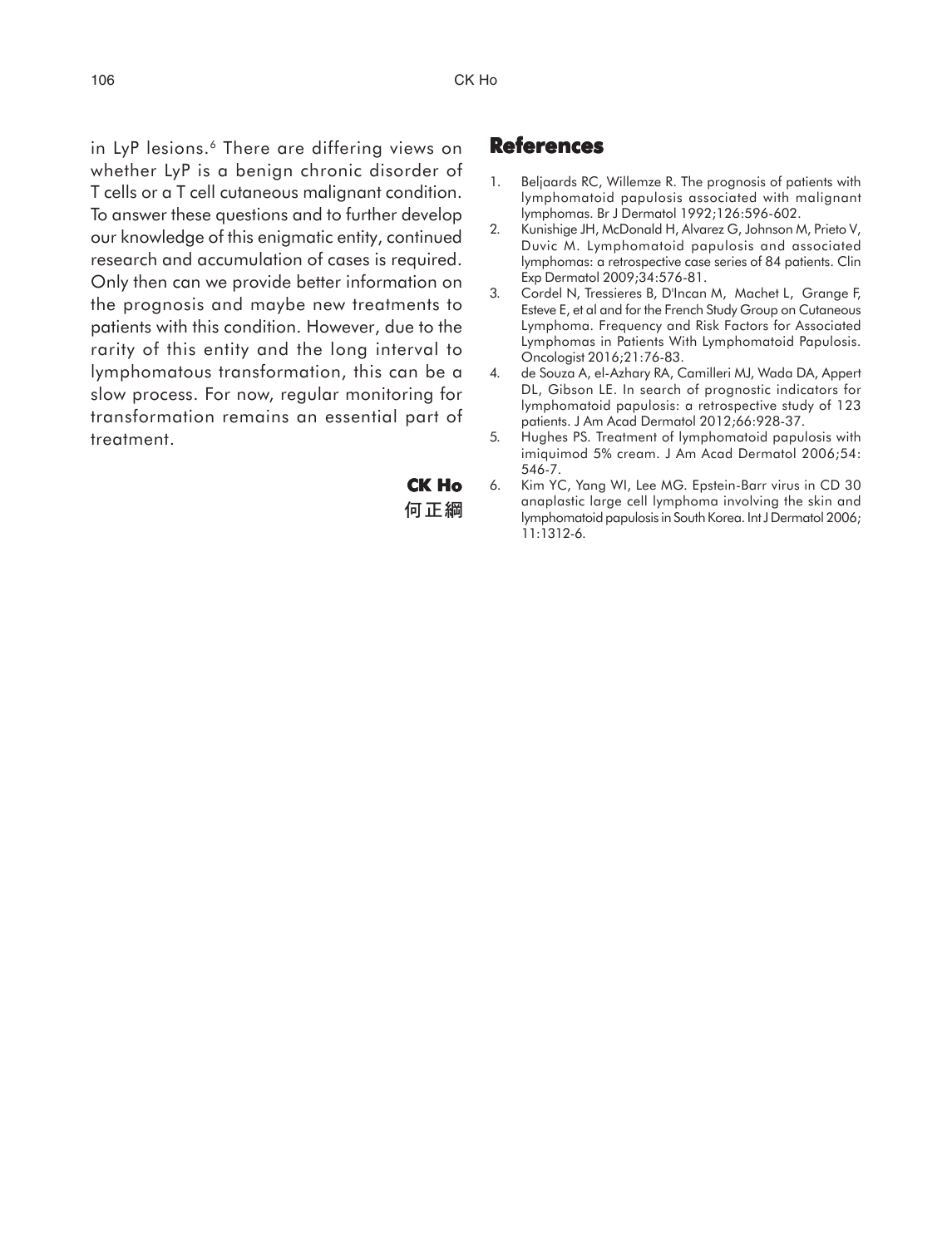in LyP lesions.[6] There are differing views on whether LyP is a benign chronic disorder of T cells or a T cell cutaneous malignant condition. To answer these questions and to further develop our knowledge of this enigmatic entity, continued research and accumulation of cases is required. Only then can we provide better information on the prognosis and maybe new treatments to patients with this condition. However, due to the rarity of this entity and the long interval to lymphomatous transformation, this can be a slow process. For now, regular monitoring for transformation remains an essential part of treatment.

**CK Ho**
**何正綱**

## References

1. Beljaards RC, Willemze R. The prognosis of patients with lymphomatoid papulosis associated with malignant lymphomas. Br J Dermatol 1992;126:596-602.
2. Kunishige JH, McDonald H, Alvarez G, Johnson M, Prieto V, Duvic M. Lymphomatoid papulosis and associated lymphomas: a retrospective case series of 84 patients. Clin Exp Dermatol 2009;34:576-81.
3. Cordel N, Tressieres B, D'Incan M, Machet L, Grange F, Esteve E, et al and for the French Study Group on Cutaneous Lymphoma. Frequency and Risk Factors for Associated Lymphomas in Patients With Lymphomatoid Papulosis. Oncologist 2016;21:76-83.
4. de Souza A, el-Azhary RA, Camilleri MJ, Wada DA, Appert DL, Gibson LE. In search of prognostic indicators for lymphomatoid papulosis: a retrospective study of 123 patients. J Am Acad Dermatol 2012;66:928-37.
5. Hughes PS. Treatment of lymphomatoid papulosis with imiquimod 5% cream. J Am Acad Dermatol 2006;54: 546-7.
6. Kim YC, Yang WI, Lee MG. Epstein-Barr virus in CD 30 anaplastic large cell lymphoma involving the skin and lymphomatoid papulosis in South Korea. Int J Dermatol 2006; 11:1312-6.